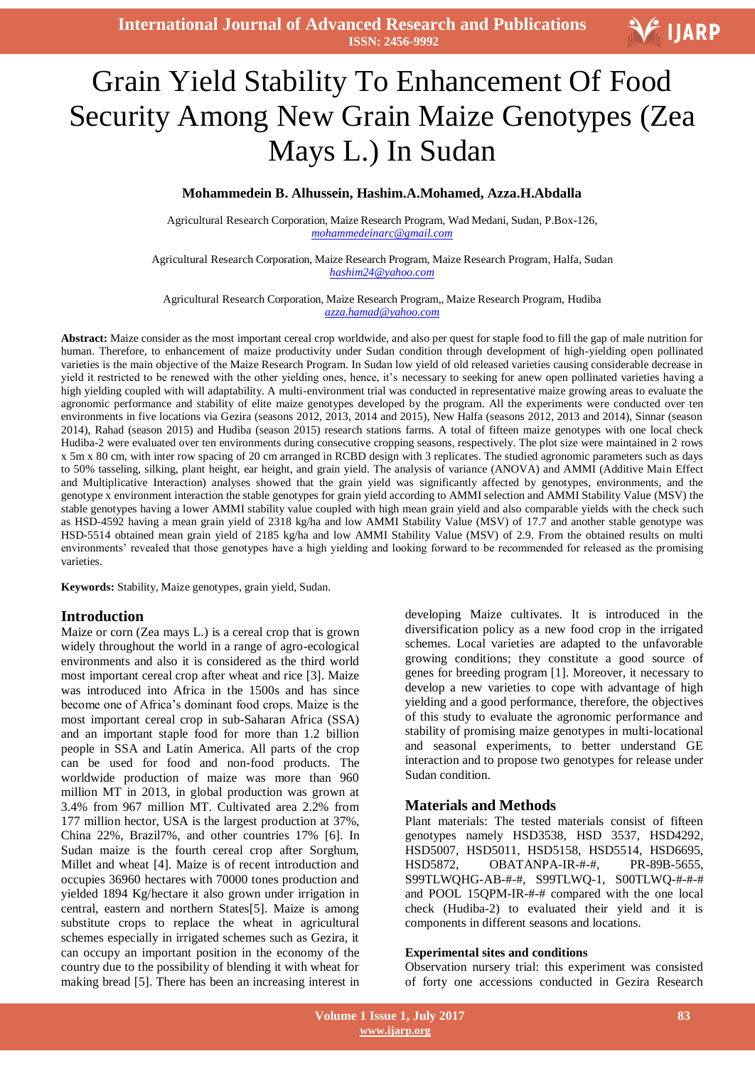# Grain Yield Stability To Enhancement Of Food Security Among New Grain Maize Genotypes (Zea Mays L.) In Sudan

**Mohammedein B. Alhussein, Hashim.A.Mohamed, Azza.H.Abdalla**

Agricultural Research Corporation, Maize Research Program, Wad Medani, Sudan, P.Box-126,
mohammedeinarc@gmail.com

Agricultural Research Corporation, Maize Research Program, Maize Research Program, Halfa, Sudan
hashim24@yahoo.com

Agricultural Research Corporation, Maize Research Program,, Maize Research Program, Hudiba
azza.hamad@yahoo.com

**Abstract:** Maize consider as the most important cereal crop worldwide, and also per quest for staple food to fill the gap of male nutrition for human. Therefore, to enhancement of maize productivity under Sudan condition through development of high-yielding open pollinated varieties is the main objective of the Maize Research Program. In Sudan low yield of old released varieties causing considerable decrease in yield it restricted to be renewed with the other yielding ones, hence, it's necessary to seeking for anew open pollinated varieties having a high yielding coupled with will adaptability. A multi-environment trial was conducted in representative maize growing areas to evaluate the agronomic performance and stability of elite maize genotypes developed by the program. All the experiments were conducted over ten environments in five locations via Gezira (seasons 2012, 2013, 2014 and 2015), New Halfa (seasons 2012, 2013 and 2014), Sinnar (season 2014), Rahad (season 2015) and Hudiba (season 2015) research stations farms. A total of fifteen maize genotypes with one local check Hudiba-2 were evaluated over ten environments during consecutive cropping seasons, respectively. The plot size were maintained in 2 rows x 5m x 80 cm, with inter row spacing of 20 cm arranged in RCBD design with 3 replicates. The studied agronomic parameters such as days to 50% tasseling, silking, plant height, ear height, and grain yield. The analysis of variance (ANOVA) and AMMI (Additive Main Effect and Multiplicative Interaction) analyses showed that the grain yield was significantly affected by genotypes, environments, and the genotype x environment interaction the stable genotypes for grain yield according to AMMI selection and AMMI Stability Value (MSV) the stable genotypes having a lower AMMI stability value coupled with high mean grain yield and also comparable yields with the check such as HSD-4592 having a mean grain yield of 2318 kg/ha and low AMMI Stability Value (MSV) of 17.7 and another stable genotype was HSD-5514 obtained mean grain yield of 2185 kg/ha and low AMMI Stability Value (MSV) of 2.9. From the obtained results on multi environments' revealed that those genotypes have a high yielding and looking forward to be recommended for released as the promising varieties.

**Keywords:** Stability, Maize genotypes, grain yield, Sudan.

## Introduction

Maize or corn (Zea mays L.) is a cereal crop that is grown widely throughout the world in a range of agro-ecological environments and also it is considered as the third world most important cereal crop after wheat and rice [3]. Maize was introduced into Africa in the 1500s and has since become one of Africa's dominant food crops. Maize is the most important cereal crop in sub-Saharan Africa (SSA) and an important staple food for more than 1.2 billion people in SSA and Latin America. All parts of the crop can be used for food and non-food products. The worldwide production of maize was more than 960 million MT in 2013, in global production was grown at 3.4% from 967 million MT. Cultivated area 2.2% from 177 million hector, USA is the largest production at 37%, China 22%, Brazil7%, and other countries 17% [6]. In Sudan maize is the fourth cereal crop after Sorghum, Millet and wheat [4]. Maize is of recent introduction and occupies 36960 hectares with 70000 tones production and yielded 1894 Kg/hectare it also grown under irrigation in central, eastern and northern States[5]. Maize is among substitute crops to replace the wheat in agricultural schemes especially in irrigated schemes such as Gezira, it can occupy an important position in the economy of the country due to the possibility of blending it with wheat for making bread [5]. There has been an increasing interest in developing Maize cultivates. It is introduced in the diversification policy as a new food crop in the irrigated schemes. Local varieties are adapted to the unfavorable growing conditions; they constitute a good source of genes for breeding program [1]. Moreover, it necessary to develop a new varieties to cope with advantage of high yielding and a good performance, therefore, the objectives of this study to evaluate the agronomic performance and stability of promising maize genotypes in multi-locational and seasonal experiments, to better understand GE interaction and to propose two genotypes for release under Sudan condition.

## Materials and Methods

Plant materials: The tested materials consist of fifteen genotypes namely HSD3538, HSD 3537, HSD4292, HSD5007, HSD5011, HSD5158, HSD5514, HSD6695, HSD5872, OBATANPA-IR-#-#, PR-89B-5655, S99TLWQHG-AB-#-#, S99TLWQ-1, S00TLWQ-#-#-# and POOL 15QPM-IR-#-# compared with the one local check (Hudiba-2) to evaluated their yield and it is components in different seasons and locations.

### Experimental sites and conditions

Observation nursery trial: this experiment was consisted of forty one accessions conducted in Gezira Research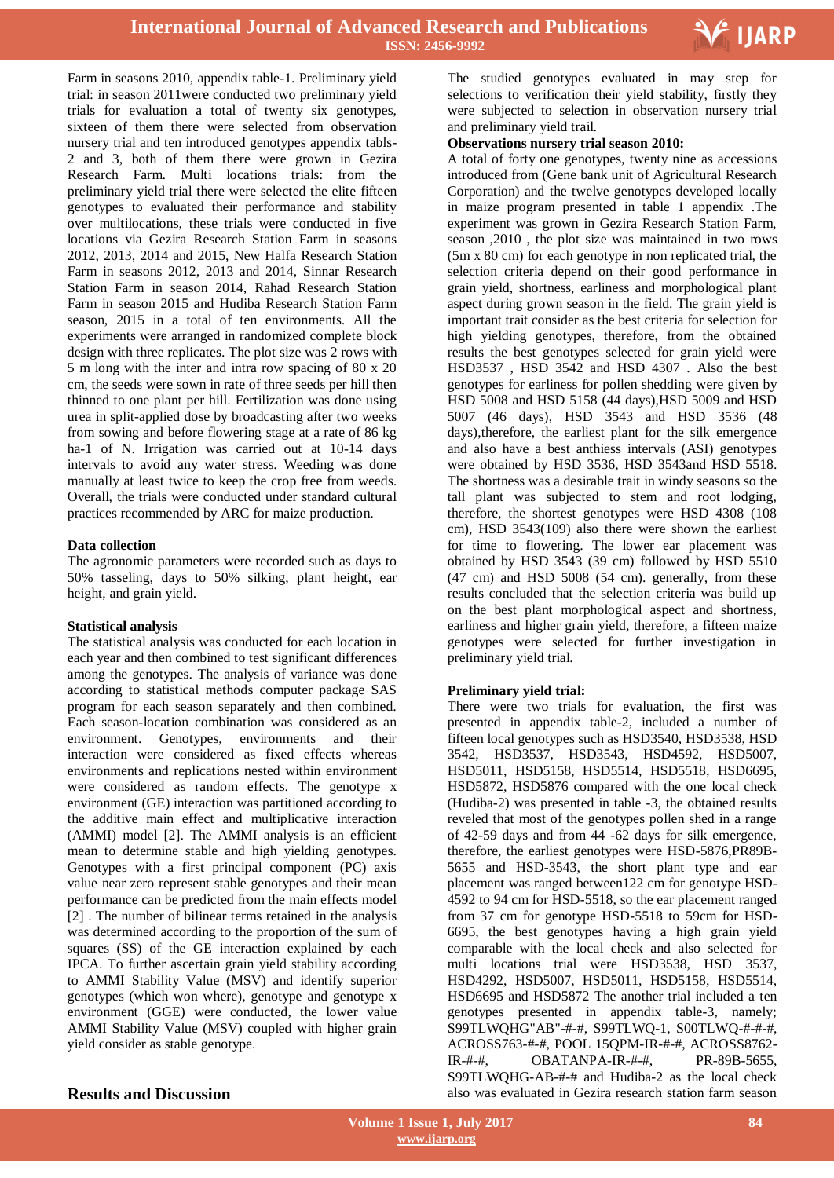Farm in seasons 2010, appendix table-1. Preliminary yield trial: in season 2011were conducted two preliminary yield trials for evaluation a total of twenty six genotypes, sixteen of them there were selected from observation nursery trial and ten introduced genotypes appendix tabls-2 and 3, both of them there were grown in Gezira Research Farm. Multi locations trials: from the preliminary yield trial there were selected the elite fifteen genotypes to evaluated their performance and stability over multilocations, these trials were conducted in five locations via Gezira Research Station Farm in seasons 2012, 2013, 2014 and 2015, New Halfa Research Station Farm in seasons 2012, 2013 and 2014, Sinnar Research Station Farm in season 2014, Rahad Research Station Farm in season 2015 and Hudiba Research Station Farm season, 2015 in a total of ten environments. All the experiments were arranged in randomized complete block design with three replicates. The plot size was 2 rows with 5 m long with the inter and intra row spacing of 80 x 20 cm, the seeds were sown in rate of three seeds per hill then thinned to one plant per hill. Fertilization was done using urea in split-applied dose by broadcasting after two weeks from sowing and before flowering stage at a rate of 86 kg ha-1 of N. Irrigation was carried out at 10-14 days intervals to avoid any water stress. Weeding was done manually at least twice to keep the crop free from weeds. Overall, the trials were conducted under standard cultural practices recommended by ARC for maize production.

**Data collection**

The agronomic parameters were recorded such as days to 50% tasseling, days to 50% silking, plant height, ear height, and grain yield.

**Statistical analysis**

The statistical analysis was conducted for each location in each year and then combined to test significant differences among the genotypes. The analysis of variance was done according to statistical methods computer package SAS program for each season separately and then combined. Each season-location combination was considered as an environment. Genotypes, environments and their interaction were considered as fixed effects whereas environments and replications nested within environment were considered as random effects. The genotype x environment (GE) interaction was partitioned according to the additive main effect and multiplicative interaction (AMMI) model [2]. The AMMI analysis is an efficient mean to determine stable and high yielding genotypes. Genotypes with a first principal component (PC) axis value near zero represent stable genotypes and their mean performance can be predicted from the main effects model [2] . The number of bilinear terms retained in the analysis was determined according to the proportion of the sum of squares (SS) of the GE interaction explained by each IPCA. To further ascertain grain yield stability according to AMMI Stability Value (MSV) and identify superior genotypes (which won where), genotype and genotype x environment (GGE) were conducted, the lower value AMMI Stability Value (MSV) coupled with higher grain yield consider as stable genotype.

## Results and Discussion

The studied genotypes evaluated in may step for selections to verification their yield stability, firstly they were subjected to selection in observation nursery trial and preliminary yield trail.

**Observations nursery trial season 2010:**

A total of forty one genotypes, twenty nine as accessions introduced from (Gene bank unit of Agricultural Research Corporation) and the twelve genotypes developed locally in maize program presented in table 1 appendix .The experiment was grown in Gezira Research Station Farm, season ,2010 , the plot size was maintained in two rows (5m x 80 cm) for each genotype in non replicated trial, the selection criteria depend on their good performance in grain yield, shortness, earliness and morphological plant aspect during grown season in the field. The grain yield is important trait consider as the best criteria for selection for high yielding genotypes, therefore, from the obtained results the best genotypes selected for grain yield were HSD3537 , HSD 3542 and HSD 4307 . Also the best genotypes for earliness for pollen shedding were given by HSD 5008 and HSD 5158 (44 days),HSD 5009 and HSD 5007 (46 days), HSD 3543 and HSD 3536 (48 days),therefore, the earliest plant for the silk emergence and also have a best anthiess intervals (ASI) genotypes were obtained by HSD 3536, HSD 3543and HSD 5518. The shortness was a desirable trait in windy seasons so the tall plant was subjected to stem and root lodging, therefore, the shortest genotypes were HSD 4308 (108 cm), HSD 3543(109) also there were shown the earliest for time to flowering. The lower ear placement was obtained by HSD 3543 (39 cm) followed by HSD 5510 (47 cm) and HSD 5008 (54 cm). generally, from these results concluded that the selection criteria was build up on the best plant morphological aspect and shortness, earliness and higher grain yield, therefore, a fifteen maize genotypes were selected for further investigation in preliminary yield trial.

**Preliminary yield trial:**

There were two trials for evaluation, the first was presented in appendix table-2, included a number of fifteen local genotypes such as HSD3540, HSD3538, HSD 3542, HSD3537, HSD3543, HSD4592, HSD5007, HSD5011, HSD5158, HSD5514, HSD5518, HSD6695, HSD5872, HSD5876 compared with the one local check (Hudiba-2) was presented in table -3, the obtained results reveled that most of the genotypes pollen shed in a range of 42-59 days and from 44 -62 days for silk emergence, therefore, the earliest genotypes were HSD-5876,PR89B-5655 and HSD-3543, the short plant type and ear placement was ranged between122 cm for genotype HSD-4592 to 94 cm for HSD-5518, so the ear placement ranged from 37 cm for genotype HSD-5518 to 59cm for HSD-6695, the best genotypes having a high grain yield comparable with the local check and also selected for multi locations trial were HSD3538, HSD 3537, HSD4292, HSD5007, HSD5011, HSD5158, HSD5514, HSD6695 and HSD5872 The another trial included a ten genotypes presented in appendix table-3, namely; S99TLWQHG"AB"-#-#, S99TLWQ-1, S00TLWQ-#-#-#, ACROSS763-#-#, POOL 15QPM-IR-#-#, ACROSS8762-IR-#-#, OBATANPA-IR-#-#, PR-89B-5655, S99TLWQHG-AB-#-# and Hudiba-2 as the local check also was evaluated in Gezira research station farm season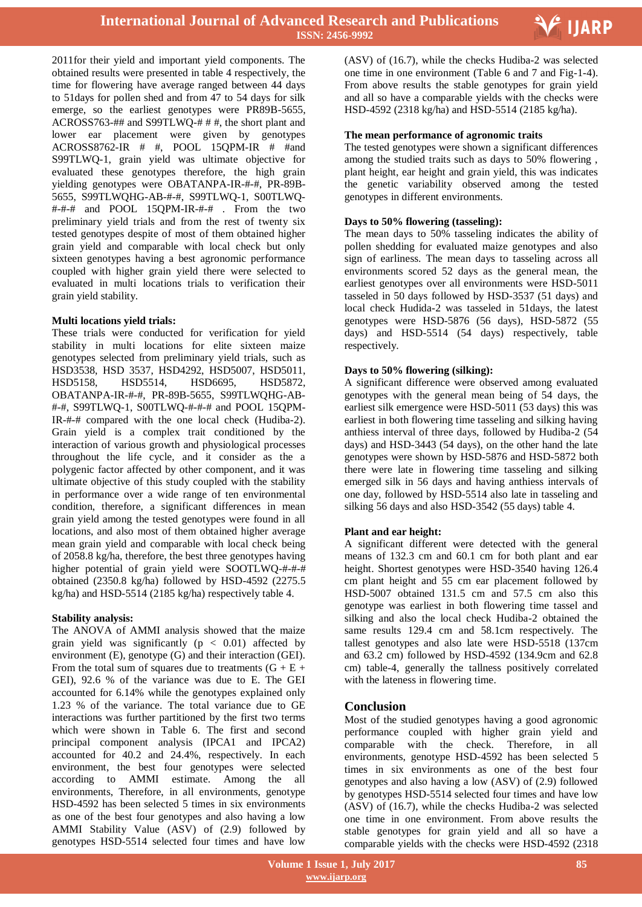2011for their yield and important yield components. The obtained results were presented in table 4 respectively, the time for flowering have average ranged between 44 days to 51days for pollen shed and from 47 to 54 days for silk emerge, so the earliest genotypes were PR89B-5655, ACROSS763-## and S99TLWQ-# # #, the short plant and lower ear placement were given by genotypes ACROSS8762-IR # #, POOL 15QPM-IR # #and S99TLWQ-1, grain yield was ultimate objective for evaluated these genotypes therefore, the high grain yielding genotypes were OBATANPA-IR-#-#, PR-89B-5655, S99TLWQHG-AB-#-#, S99TLWQ-1, S00TLWQ-#-#-# and POOL 15QPM-IR-#-# . From the two preliminary yield trials and from the rest of twenty six tested genotypes despite of most of them obtained higher grain yield and comparable with local check but only sixteen genotypes having a best agronomic performance coupled with higher grain yield there were selected to evaluated in multi locations trials to verification their grain yield stability.

**Multi locations yield trials:**
These trials were conducted for verification for yield stability in multi locations for elite sixteen maize genotypes selected from preliminary yield trials, such as HSD3538, HSD 3537, HSD4292, HSD5007, HSD5011, HSD5158, HSD5514, HSD6695, HSD5872, OBATANPA-IR-#-#, PR-89B-5655, S99TLWQHG-AB-#-#, S99TLWQ-1, S00TLWQ-#-#-# and POOL 15QPM-IR-#-# compared with the one local check (Hudiba-2). Grain yield is a complex trait conditioned by the interaction of various growth and physiological processes throughout the life cycle, and it consider as the a polygenic factor affected by other component, and it was ultimate objective of this study coupled with the stability in performance over a wide range of ten environmental condition, therefore, a significant differences in mean grain yield among the tested genotypes were found in all locations, and also most of them obtained higher average mean grain yield and comparable with local check being of 2058.8 kg/ha, therefore, the best three genotypes having higher potential of grain yield were SOOTLWQ-#-#-# obtained (2350.8 kg/ha) followed by HSD-4592 (2275.5 kg/ha) and HSD-5514 (2185 kg/ha) respectively table 4.

**Stability analysis:**
The ANOVA of AMMI analysis showed that the maize grain yield was significantly ($p < 0.01$) affected by environment (E), genotype (G) and their interaction (GEI). From the total sum of squares due to treatments (G + E + GEI), 92.6 % of the variance was due to E. The GEI accounted for 6.14% while the genotypes explained only 1.23 % of the variance. The total variance due to GE interactions was further partitioned by the first two terms which were shown in Table 6. The first and second principal component analysis (IPCA1 and IPCA2) accounted for 40.2 and 24.4%, respectively. In each environment, the best four genotypes were selected according to AMMI estimate. Among the all environments, Therefore, in all environments, genotype HSD-4592 has been selected 5 times in six environments as one of the best four genotypes and also having a low AMMI Stability Value (ASV) of (2.9) followed by genotypes HSD-5514 selected four times and have low (ASV) of (16.7), while the checks Hudiba-2 was selected one time in one environment (Table 6 and 7 and Fig-1-4). From above results the stable genotypes for grain yield and all so have a comparable yields with the checks were HSD-4592 (2318 kg/ha) and HSD-5514 (2185 kg/ha).

**The mean performance of agronomic traits**
The tested genotypes were shown a significant differences among the studied traits such as days to 50% flowering , plant height, ear height and grain yield, this was indicates the genetic variability observed among the tested genotypes in different environments.

**Days to 50% flowering (tasseling):**
The mean days to 50% tasseling indicates the ability of pollen shedding for evaluated maize genotypes and also sign of earliness. The mean days to tasseling across all environments scored 52 days as the general mean, the earliest genotypes over all environments were HSD-5011 tasseled in 50 days followed by HSD-3537 (51 days) and local check Hudida-2 was tasseled in 51days, the latest genotypes were HSD-5876 (56 days), HSD-5872 (55 days) and HSD-5514 (54 days) respectively, table respectively.

**Days to 50% flowering (silking):**
A significant difference were observed among evaluated genotypes with the general mean being of 54 days, the earliest silk emergence were HSD-5011 (53 days) this was earliest in both flowering time tasseling and silking having anthiess interval of three days, followed by Hudiba-2 (54 days) and HSD-3443 (54 days), on the other hand the late genotypes were shown by HSD-5876 and HSD-5872 both there were late in flowering time tasseling and silking emerged silk in 56 days and having anthiess intervals of one day, followed by HSD-5514 also late in tasseling and silking 56 days and also HSD-3542 (55 days) table 4.

**Plant and ear height:**
A significant different were detected with the general means of 132.3 cm and 60.1 cm for both plant and ear height. Shortest genotypes were HSD-3540 having 126.4 cm plant height and 55 cm ear placement followed by HSD-5007 obtained 131.5 cm and 57.5 cm also this genotype was earliest in both flowering time tassel and silking and also the local check Hudiba-2 obtained the same results 129.4 cm and 58.1cm respectively. The tallest genotypes and also late were HSD-5518 (137cm and 63.2 cm) followed by HSD-4592 (134.9cm and 62.8 cm) table-4, generally the tallness positively correlated with the lateness in flowering time.

## Conclusion

Most of the studied genotypes having a good agronomic performance coupled with higher grain yield and comparable with the check. Therefore, in all environments, genotype HSD-4592 has been selected 5 times in six environments as one of the best four genotypes and also having a low (ASV) of (2.9) followed by genotypes HSD-5514 selected four times and have low (ASV) of (16.7), while the checks Hudiba-2 was selected one time in one environment. From above results the stable genotypes for grain yield and all so have a comparable yields with the checks were HSD-4592 (2318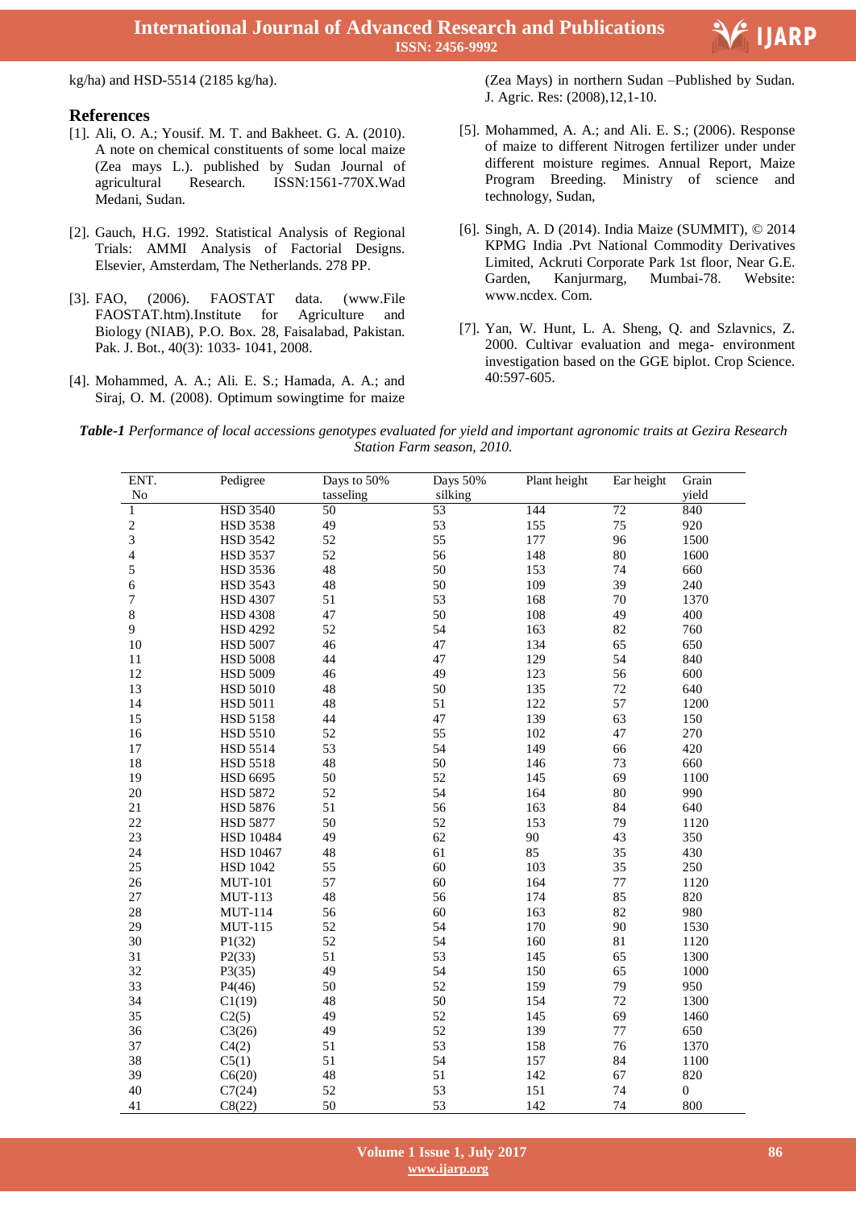kg/ha) and HSD-5514 (2185 kg/ha).

## References

[1]. Ali, O. A.; Yousif. M. T. and Bakheet. G. A. (2010). A note on chemical constituents of some local maize (Zea mays L.). published by Sudan Journal of agricultural Research. ISSN:1561-770X.Wad Medani, Sudan.

[2]. Gauch, H.G. 1992. Statistical Analysis of Regional Trials: AMMI Analysis of Factorial Designs. Elsevier, Amsterdam, The Netherlands. 278 PP.

[3]. FAO, (2006). FAOSTAT data. (www.File FAOSTAT.htm).Institute for Agriculture and Biology (NIAB), P.O. Box. 28, Faisalabad, Pakistan. Pak. J. Bot., 40(3): 1033- 1041, 2008.

[4]. Mohammed, A. A.; Ali. E. S.; Hamada, A. A.; and Siraj, O. M. (2008). Optimum sowingtime for maize (Zea Mays) in northern Sudan –Published by Sudan. J. Agric. Res: (2008),12,1-10.

[5]. Mohammed, A. A.; and Ali. E. S.; (2006). Response of maize to different Nitrogen fertilizer under under different moisture regimes. Annual Report, Maize Program Breeding. Ministry of science and technology, Sudan,

[6]. Singh, A. D (2014). India Maize (SUMMIT), © 2014 KPMG India .Pvt National Commodity Derivatives Limited, Ackruti Corporate Park 1st floor, Near G.E. Garden, Kanjurmarg, Mumbai-78. Website: www.ncdex. Com.

[7]. Yan, W. Hunt, L. A. Sheng, Q. and Szlavnics, Z. 2000. Cultivar evaluation and mega- environment investigation based on the GGE biplot. Crop Science. 40:597-605.

***Table-1*** *Performance of local accessions genotypes evaluated for yield and important agronomic traits at Gezira Research Station Farm season, 2010.*

| ENT. No | Pedigree | Days to 50% tasseling | Days 50% silking | Plant height | Ear height | Grain yield |
|---|---|---|---|---|---|---|
| 1 | HSD 3540 | 50 | 53 | 144 | 72 | 840 |
| 2 | HSD 3538 | 49 | 53 | 155 | 75 | 920 |
| 3 | HSD 3542 | 52 | 55 | 177 | 96 | 1500 |
| 4 | HSD 3537 | 52 | 56 | 148 | 80 | 1600 |
| 5 | HSD 3536 | 48 | 50 | 153 | 74 | 660 |
| 6 | HSD 3543 | 48 | 50 | 109 | 39 | 240 |
| 7 | HSD 4307 | 51 | 53 | 168 | 70 | 1370 |
| 8 | HSD 4308 | 47 | 50 | 108 | 49 | 400 |
| 9 | HSD 4292 | 52 | 54 | 163 | 82 | 760 |
| 10 | HSD 5007 | 46 | 47 | 134 | 65 | 650 |
| 11 | HSD 5008 | 44 | 47 | 129 | 54 | 840 |
| 12 | HSD 5009 | 46 | 49 | 123 | 56 | 600 |
| 13 | HSD 5010 | 48 | 50 | 135 | 72 | 640 |
| 14 | HSD 5011 | 48 | 51 | 122 | 57 | 1200 |
| 15 | HSD 5158 | 44 | 47 | 139 | 63 | 150 |
| 16 | HSD 5510 | 52 | 55 | 102 | 47 | 270 |
| 17 | HSD 5514 | 53 | 54 | 149 | 66 | 420 |
| 18 | HSD 5518 | 48 | 50 | 146 | 73 | 660 |
| 19 | HSD 6695 | 50 | 52 | 145 | 69 | 1100 |
| 20 | HSD 5872 | 52 | 54 | 164 | 80 | 990 |
| 21 | HSD 5876 | 51 | 56 | 163 | 84 | 640 |
| 22 | HSD 5877 | 50 | 52 | 153 | 79 | 1120 |
| 23 | HSD 10484 | 49 | 62 | 90 | 43 | 350 |
| 24 | HSD 10467 | 48 | 61 | 85 | 35 | 430 |
| 25 | HSD 1042 | 55 | 60 | 103 | 35 | 250 |
| 26 | MUT-101 | 57 | 60 | 164 | 77 | 1120 |
| 27 | MUT-113 | 48 | 56 | 174 | 85 | 820 |
| 28 | MUT-114 | 56 | 60 | 163 | 82 | 980 |
| 29 | MUT-115 | 52 | 54 | 170 | 90 | 1530 |
| 30 | P1(32) | 52 | 54 | 160 | 81 | 1120 |
| 31 | P2(33) | 51 | 53 | 145 | 65 | 1300 |
| 32 | P3(35) | 49 | 54 | 150 | 65 | 1000 |
| 33 | P4(46) | 50 | 52 | 159 | 79 | 950 |
| 34 | C1(19) | 48 | 50 | 154 | 72 | 1300 |
| 35 | C2(5) | 49 | 52 | 145 | 69 | 1460 |
| 36 | C3(26) | 49 | 52 | 139 | 77 | 650 |
| 37 | C4(2) | 51 | 53 | 158 | 76 | 1370 |
| 38 | C5(1) | 51 | 54 | 157 | 84 | 1100 |
| 39 | C6(20) | 48 | 51 | 142 | 67 | 820 |
| 40 | C7(24) | 52 | 53 | 151 | 74 | 0 |
| 41 | C8(22) | 50 | 53 | 142 | 74 | 800 |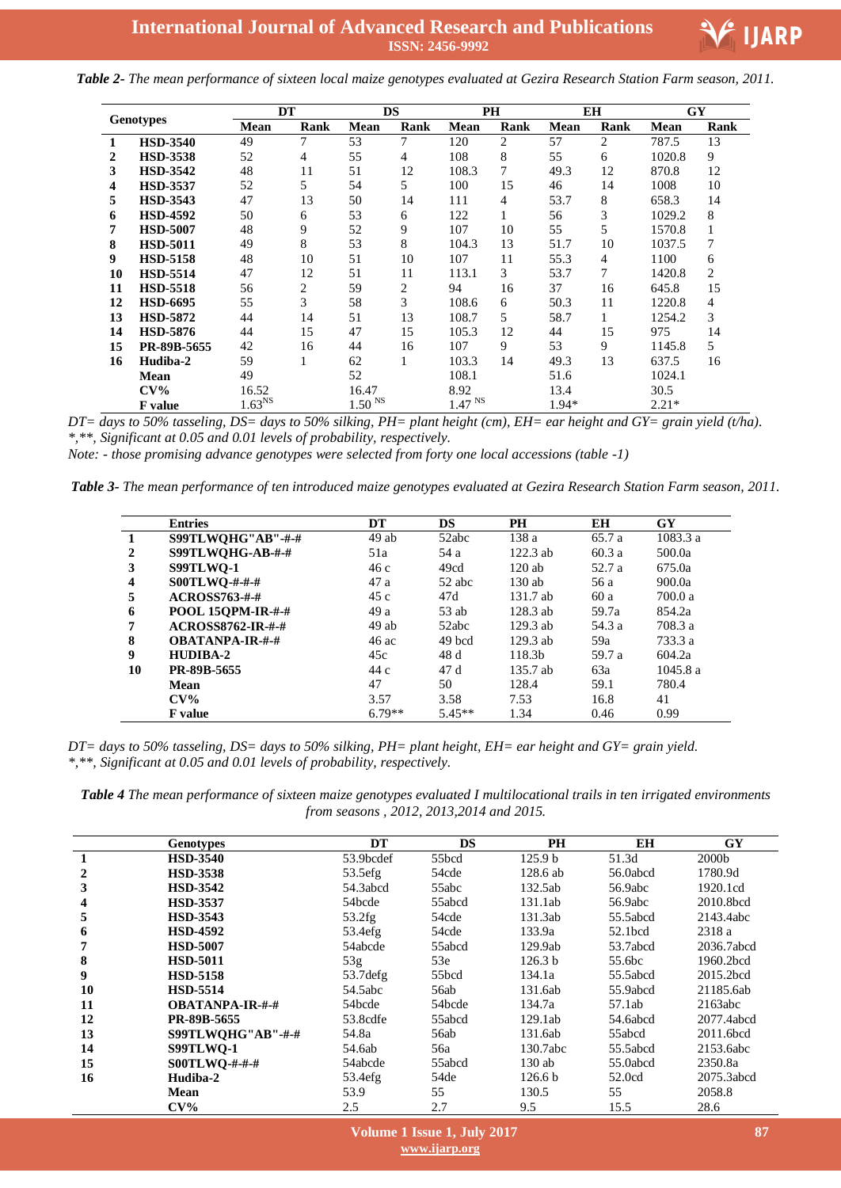**Table 2-** *The mean performance of sixteen local maize genotypes evaluated at Gezira Research Station Farm season, 2011.*

| | Genotypes | DT | | DS | | PH | | EH | | GY | |
|---|---|---|---|---|---|---|---|---|---|---|---|
| | | Mean | Rank | Mean | Rank | Mean | Rank | Mean | Rank | Mean | Rank |
| 1 | **HSD-3540** | 49 | 7 | 53 | 7 | 120 | 2 | 57 | 2 | 787.5 | 13 |
| 2 | **HSD-3538** | 52 | 4 | 55 | 4 | 108 | 8 | 55 | 6 | 1020.8 | 9 |
| 3 | **HSD-3542** | 48 | 11 | 51 | 12 | 108.3 | 7 | 49.3 | 12 | 870.8 | 12 |
| 4 | **HSD-3537** | 52 | 5 | 54 | 5 | 100 | 15 | 46 | 14 | 1008 | 10 |
| 5 | **HSD-3543** | 47 | 13 | 50 | 14 | 111 | 4 | 53.7 | 8 | 658.3 | 14 |
| 6 | **HSD-4592** | 50 | 6 | 53 | 6 | 122 | 1 | 56 | 3 | 1029.2 | 8 |
| 7 | **HSD-5007** | 48 | 9 | 52 | 9 | 107 | 10 | 55 | 5 | 1570.8 | 1 |
| 8 | **HSD-5011** | 49 | 8 | 53 | 8 | 104.3 | 13 | 51.7 | 10 | 1037.5 | 7 |
| 9 | **HSD-5158** | 48 | 10 | 51 | 10 | 107 | 11 | 55.3 | 4 | 1100 | 6 |
| 10 | **HSD-5514** | 47 | 12 | 51 | 11 | 113.1 | 3 | 53.7 | 7 | 1420.8 | 2 |
| 11 | **HSD-5518** | 56 | 2 | 59 | 2 | 94 | 16 | 37 | 16 | 645.8 | 15 |
| 12 | **HSD-6695** | 55 | 3 | 58 | 3 | 108.6 | 6 | 50.3 | 11 | 1220.8 | 4 |
| 13 | **HSD-5872** | 44 | 14 | 51 | 13 | 108.7 | 5 | 58.7 | 1 | 1254.2 | 3 |
| 14 | **HSD-5876** | 44 | 15 | 47 | 15 | 105.3 | 12 | 44 | 15 | 975 | 14 |
| 15 | **PR-89B-5655** | 42 | 16 | 44 | 16 | 107 | 9 | 53 | 9 | 1145.8 | 5 |
| 16 | **Hudiba-2** | 59 | 1 | 62 | 1 | 103.3 | 14 | 49.3 | 13 | 637.5 | 16 |
| | **Mean** | 49 | | 52 | | 108.1 | | 51.6 | | 1024.1 | |
| | **CV%** | 16.52 | | 16.47 | | 8.92 | | 13.4 | | 30.5 | |
| | **F value** | $1.63^{NS}$ | | $1.50^{NS}$ | | $1.47^{NS}$ | | 1.94* | | 2.21* | |

*DT= days to 50% tasseling, DS= days to 50% silking, PH= plant height (cm), EH= ear height and GY= grain yield (t/ha).*
*\*,\*\*, Significant at 0.05 and 0.01 levels of probability, respectively.*
*Note: - those promising advance genotypes were selected from forty one local accessions (table -1)*

**Table 3-** *The mean performance of ten introduced maize genotypes evaluated at Gezira Research Station Farm season, 2011.*

| | Entries | DT | DS | PH | EH | GY |
|---|---|---|---|---|---|---|
| 1 | **S99TLWQHG"AB"-#-#** | 49 ab | 52abc | 138 a | 65.7 a | 1083.3 a |
| 2 | **S99TLWQHG-AB-#-#** | 51a | 54 a | 122.3 ab | 60.3 a | 500.0a |
| 3 | **S99TLWQ-1** | 46 c | 49cd | 120 ab | 52.7 a | 675.0a |
| 4 | **S00TLWQ-#-#-#** | 47 a | 52 abc | 130 ab | 56 a | 900.0a |
| 5 | **ACROSS763-#-#** | 45 c | 47d | 131.7 ab | 60 a | 700.0 a |
| 6 | **POOL 15QPM-IR-#-#** | 49 a | 53 ab | 128.3 ab | 59.7a | 854.2a |
| 7 | **ACROSS8762-IR-#-#** | 49 ab | 52abc | 129.3 ab | 54.3 a | 708.3 a |
| 8 | **OBATANPA-IR-#-#** | 46 ac | 49 bcd | 129.3 ab | 59a | 733.3 a |
| 9 | **HUDIBA-2** | 45c | 48 d | 118.3b | 59.7 a | 604.2a |
| 10 | **PR-89B-5655** | 44 c | 47 d | 135.7 ab | 63a | 1045.8 a |
| | **Mean** | 47 | 50 | 128.4 | 59.1 | 780.4 |
| | **CV%** | 3.57 | 3.58 | 7.53 | 16.8 | 41 |
| | **F value** | 6.79** | 5.45** | 1.34 | 0.46 | 0.99 |

*DT= days to 50% tasseling, DS= days to 50% silking, PH= plant height, EH= ear height and GY= grain yield.*
*\*,\*\*, Significant at 0.05 and 0.01 levels of probability, respectively.*

**Table 4** *The mean performance of sixteen maize genotypes evaluated I multilocational trails in ten irrigated environments from seasons , 2012, 2013,2014 and 2015.*

| | Genotypes | DT | DS | PH | EH | GY |
|---|---|---|---|---|---|---|
| 1 | **HSD-3540** | 53.9bcdef | 55bcd | 125.9 b | 51.3d | 2000b |
| 2 | **HSD-3538** | 53.5efg | 54cde | 128.6 ab | 56.0abcd | 1780.9d |
| 3 | **HSD-3542** | 54.3abcd | 55abc | 132.5ab | 56.9abc | 1920.1cd |
| 4 | **HSD-3537** | 54bcde | 55abcd | 131.1ab | 56.9abc | 2010.8bcd |
| 5 | **HSD-3543** | 53.2fg | 54cde | 131.3ab | 55.5abcd | 2143.4abc |
| 6 | **HSD-4592** | 53.4efg | 54cde | 133.9a | 52.1bcd | 2318 a |
| 7 | **HSD-5007** | 54abcde | 55abcd | 129.9ab | 53.7abcd | 2036.7abcd |
| 8 | **HSD-5011** | 53g | 53e | 126.3 b | 55.6bc | 1960.2bcd |
| 9 | **HSD-5158** | 53.7defg | 55bcd | 134.1a | 55.5abcd | 2015.2bcd |
| 10 | **HSD-5514** | 54.5abc | 56ab | 131.6ab | 55.9abcd | 21185.6ab |
| 11 | **OBATANPA-IR-#-#** | 54bcde | 54bcde | 134.7a | 57.1ab | 2163abc |
| 12 | **PR-89B-5655** | 53.8cdfe | 55abcd | 129.1ab | 54.6abcd | 2077.4abcd |
| 13 | **S99TLWQHG"AB"-#-#** | 54.8a | 56ab | 131.6ab | 55abcd | 2011.6bcd |
| 14 | **S99TLWQ-1** | 54.6ab | 56a | 130.7abc | 55.5abcd | 2153.6abc |
| 15 | **S00TLWQ-#-#-#** | 54abcde | 55abcd | 130 ab | 55.0abcd | 2350.8a |
| 16 | **Hudiba-2** | 53.4efg | 54de | 126.6 b | 52.0cd | 2075.3abcd |
| | **Mean** | 53.9 | 55 | 130.5 | 55 | 2058.8 |
| | **CV%** | 2.5 | 2.7 | 9.5 | 15.5 | 28.6 |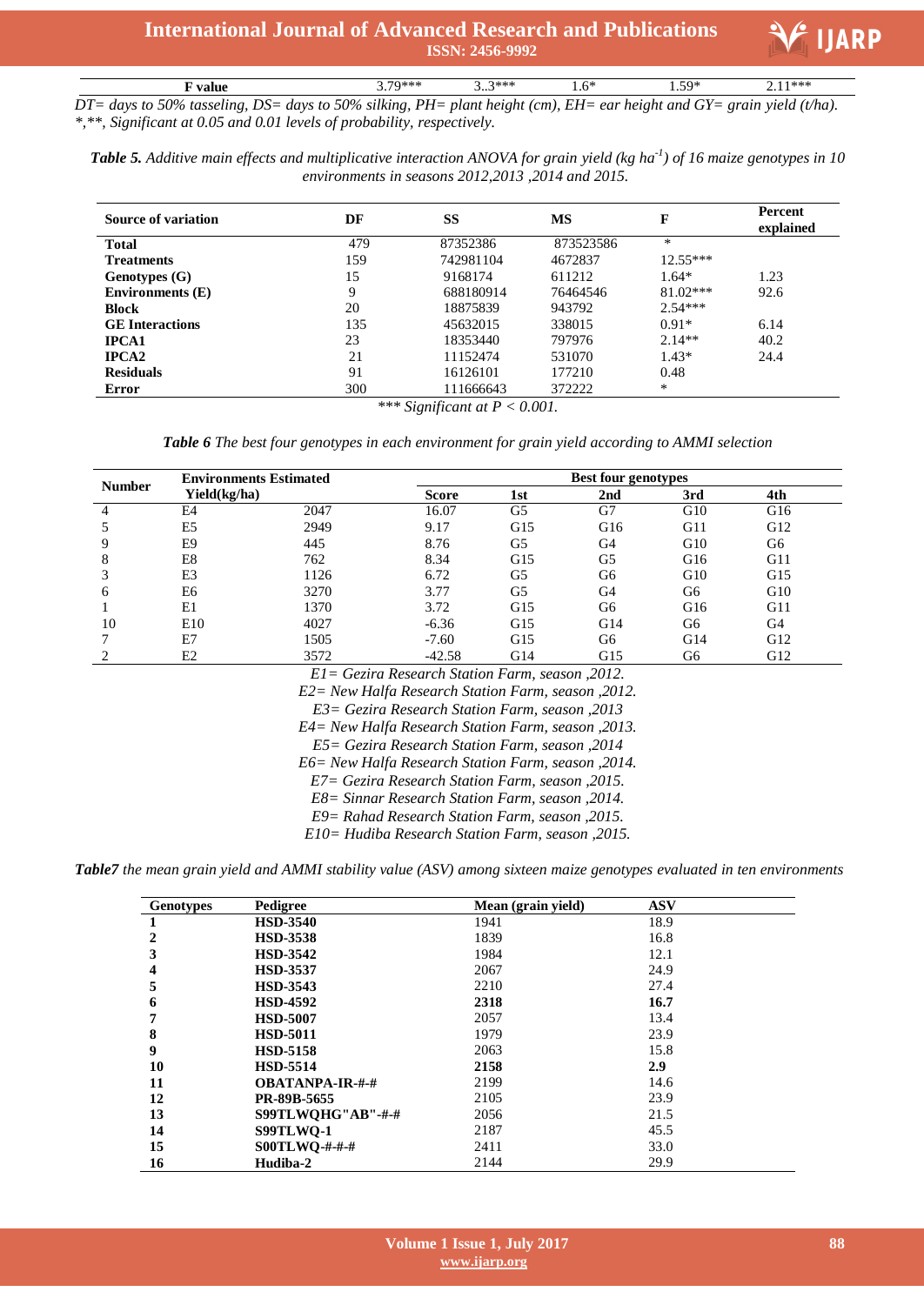| F value | 3.79*** | 3..3*** | 1.6* | 1.59* | 2.11*** |
|---|---|---|---|---|---|

*DT= days to 50% tasseling, DS= days to 50% silking, PH= plant height (cm), EH= ear height and GY= grain yield (t/ha).*
*\*,\*\*, Significant at 0.05 and 0.01 levels of probability, respectively.*

***Table 5.*** *Additive main effects and multiplicative interaction ANOVA for grain yield (kg ha$^{-1}$) of 16 maize genotypes in 10 environments in seasons 2012,2013 ,2014 and 2015.*

| Source of variation | DF | SS | MS | F | Percent explained |
|---|---|---|---|---|---|
| **Total** | 479 | 87352386 | 873523586 | * | |
| **Treatments** | 159 | 742981104 | 4672837 | 12.55*** | |
| **Genotypes (G)** | 15 | 9168174 | 611212 | 1.64* | 1.23 |
| **Environments (E)** | 9 | 688180914 | 76464546 | 81.02*** | 92.6 |
| **Block** | 20 | 18875839 | 943792 | 2.54*** | |
| **GE Interactions** | 135 | 45632015 | 338015 | 0.91* | 6.14 |
| **IPCA1** | 23 | 18353440 | 797976 | 2.14** | 40.2 |
| **IPCA2** | 21 | 11152474 | 531070 | 1.43* | 24.4 |
| **Residuals** | 91 | 16126101 | 177210 | 0.48 | |
| **Error** | 300 | 111666643 | 372222 | * | |

*\*\*\* Significant at P < 0.001.*

***Table 6*** *The best four genotypes in each environment for grain yield according to AMMI selection*

| Number | Environments | Estimated Yield(kg/ha) | Best four genotypes | | | | |
|---|---|---|---|---|---|---|---|
| | | | Score | 1st | 2nd | 3rd | 4th |
| 4 | E4 | 2047 | 16.07 | G5 | G7 | G10 | G16 |
| 5 | E5 | 2949 | 9.17 | G15 | G16 | G11 | G12 |
| 9 | E9 | 445 | 8.76 | G5 | G4 | G10 | G6 |
| 8 | E8 | 762 | 8.34 | G15 | G5 | G16 | G11 |
| 3 | E3 | 1126 | 6.72 | G5 | G6 | G10 | G15 |
| 6 | E6 | 3270 | 3.77 | G5 | G4 | G6 | G10 |
| 1 | E1 | 1370 | 3.72 | G15 | G6 | G16 | G11 |
| 10 | E10 | 4027 | -6.36 | G15 | G14 | G6 | G4 |
| 7 | E7 | 1505 | -7.60 | G15 | G6 | G14 | G12 |
| 2 | E2 | 3572 | -42.58 | G14 | G15 | G6 | G12 |

*E1= Gezira Research Station Farm, season ,2012.*
*E2= New Halfa Research Station Farm, season ,2012.*
*E3= Gezira Research Station Farm, season ,2013*
*E4= New Halfa Research Station Farm, season ,2013.*
*E5= Gezira Research Station Farm, season ,2014*
*E6= New Halfa Research Station Farm, season ,2014.*
*E7= Gezira Research Station Farm, season ,2015.*
*E8= Sinnar Research Station Farm, season ,2014.*
*E9= Rahad Research Station Farm, season ,2015.*
*E10= Hudiba Research Station Farm, season ,2015.*

***Table7*** *the mean grain yield and AMMI stability value (ASV) among sixteen maize genotypes evaluated in ten environments*

| Genotypes | Pedigree | Mean (grain yield) | ASV |
|---|---|---|---|
| **1** | **HSD-3540** | 1941 | 18.9 |
| **2** | **HSD-3538** | 1839 | 16.8 |
| **3** | **HSD-3542** | 1984 | 12.1 |
| **4** | **HSD-3537** | 2067 | 24.9 |
| **5** | **HSD-3543** | 2210 | 27.4 |
| **6** | **HSD-4592** | **2318** | **16.7** |
| **7** | **HSD-5007** | 2057 | 13.4 |
| **8** | **HSD-5011** | 1979 | 23.9 |
| **9** | **HSD-5158** | 2063 | 15.8 |
| **10** | **HSD-5514** | **2158** | **2.9** |
| **11** | **OBATANPA-IR-#-#** | 2199 | 14.6 |
| **12** | **PR-89B-5655** | 2105 | 23.9 |
| **13** | **S99TLWQHG"AB"-#-#** | 2056 | 21.5 |
| **14** | **S99TLWQ-1** | 2187 | 45.5 |
| **15** | **S00TLWQ-#-#-#** | 2411 | 33.0 |
| **16** | **Hudiba-2** | 2144 | 29.9 |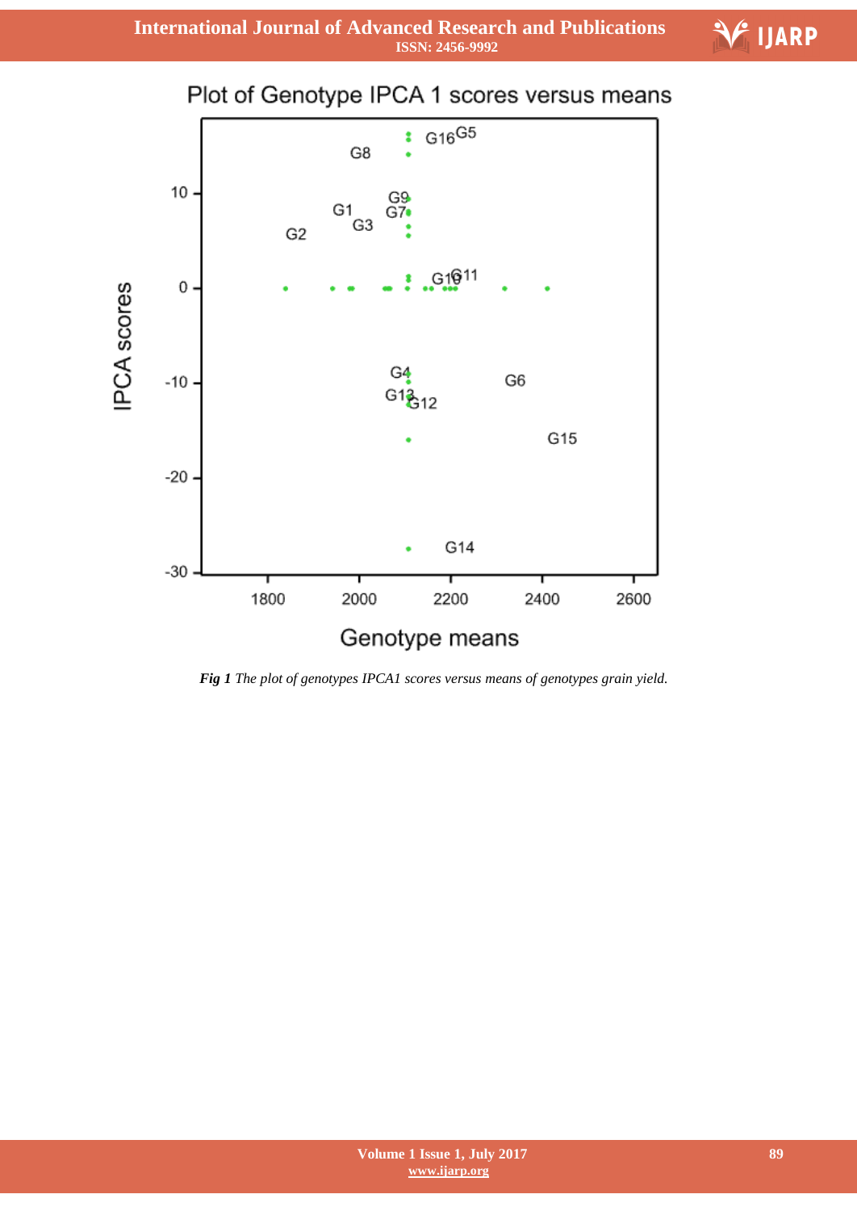Plot of Genotype IPCA 1 scores versus means

*Fig 1 The plot of genotypes IPCA1 scores versus means of genotypes grain yield.*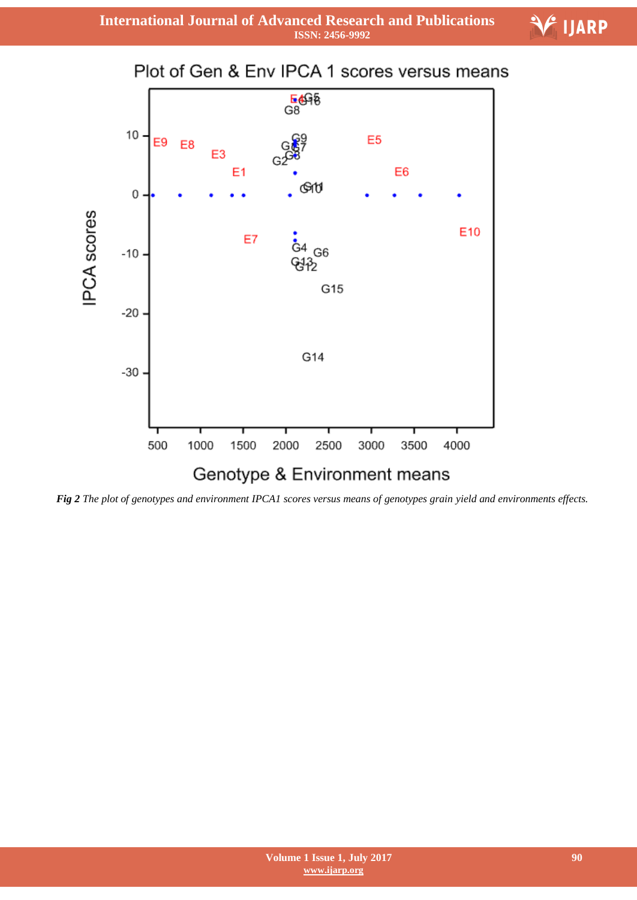*Fig 2* *The plot of genotypes and environment IPCA1 scores versus means of genotypes grain yield and environments effects.*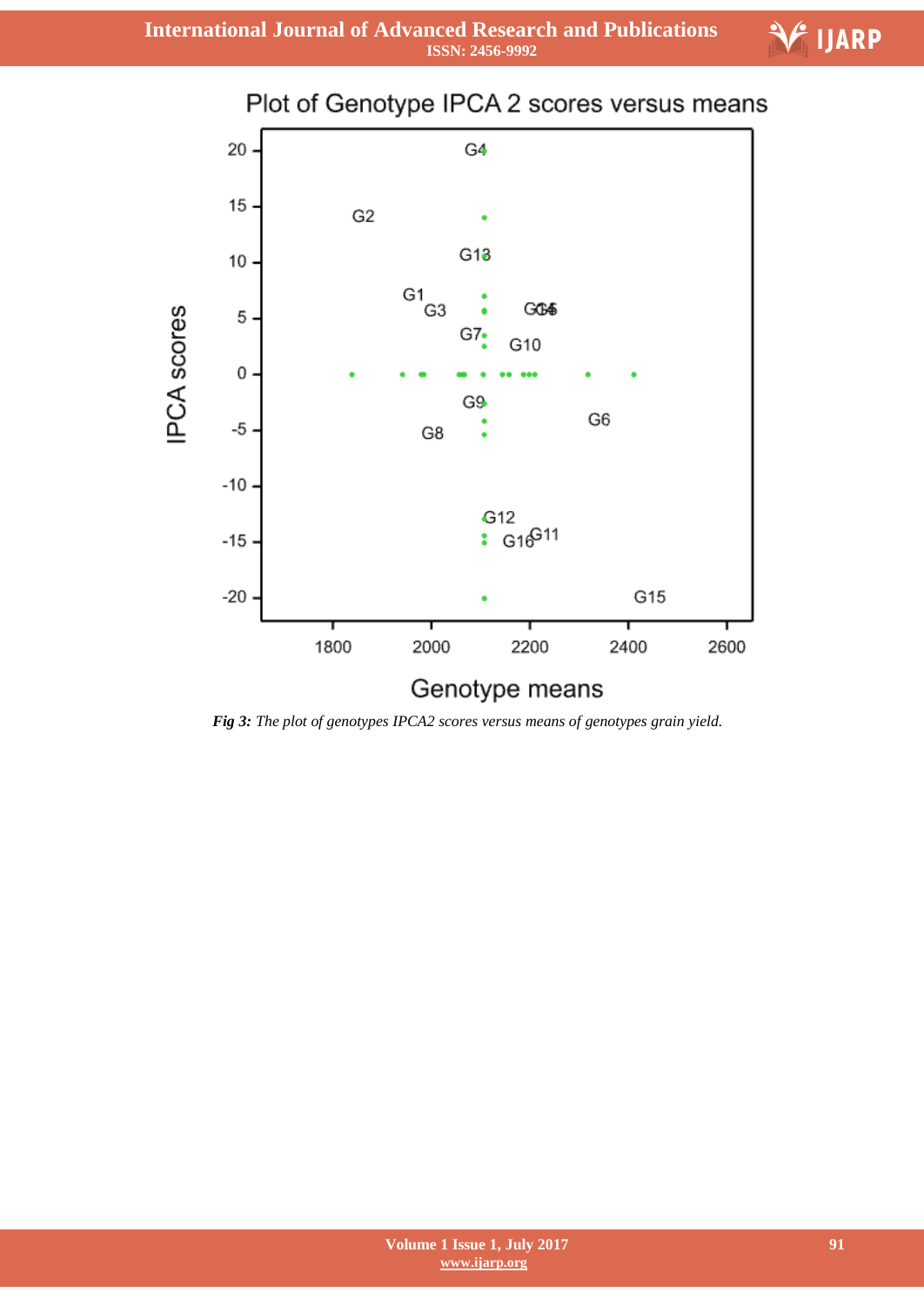*Fig 3:* *The plot of genotypes IPCA2 scores versus means of genotypes grain yield.*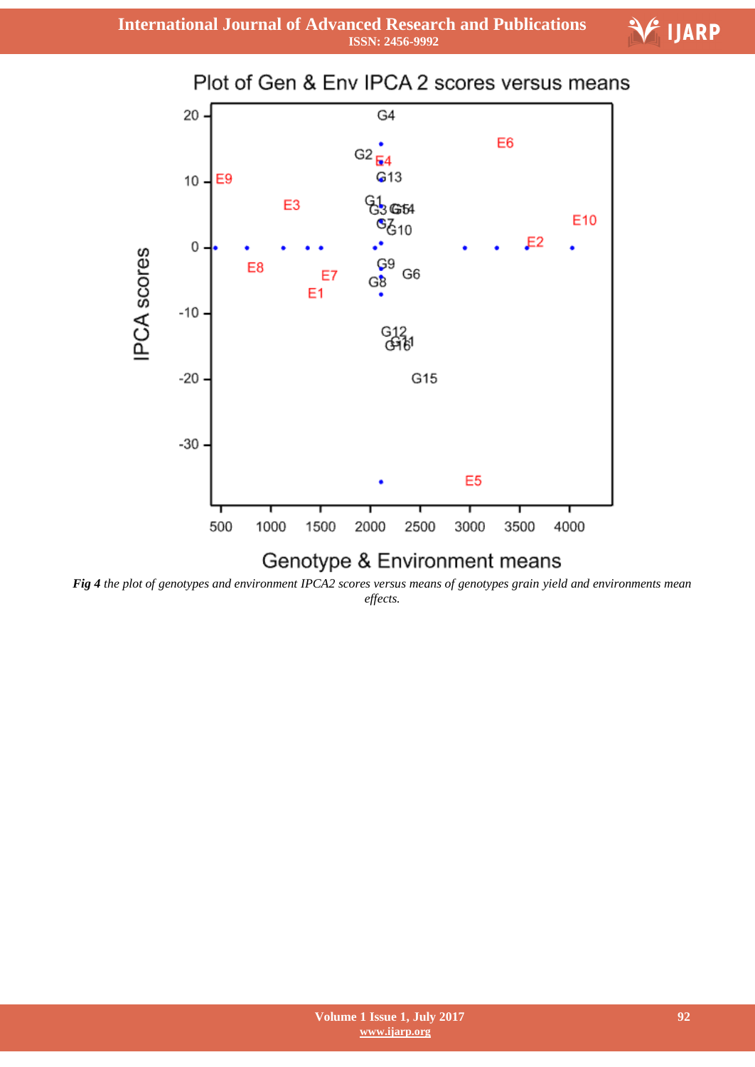Plot of Gen & Env IPCA 2 scores versus means

IPCA scores

20
10
0
-10
-20
-30

500 1000 1500 2000 2500 3000 3500 4000

Genotype & Environment means

G4
G2
E4
G13
E6
E9
E3
G1
G3 G5 G14
E10
G7
G10
E2
E8
G9
G6
E7
G8
E1
G12
G11
G16
G15
E5

***Fig 4*** *the plot of genotypes and environment IPCA2 scores versus means of genotypes grain yield and environments mean effects.*